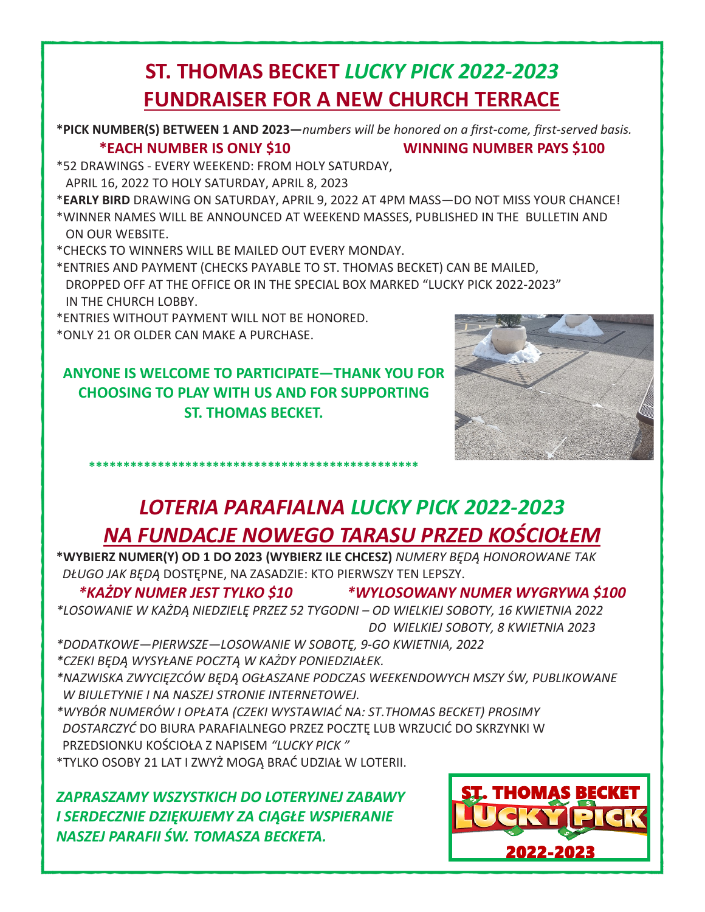# ST. THOMAS BECKET *LUCKY PICK 2022-2023*

## FUNDRAISER FOR A NEW CHURCH TERRACE

**\*PICK NUMBER(S) BETWEEN 1 AND 2023—***numbers will be honored on a first-come, first-served basis.*

**\*EACH NUMBER IS ONLY $10** **WINNING NUMBER PAYS $100**

*52 DRAWINGS - EVERY WEEKEND: FROM HOLY SATURDAY, APRIL 16, 2022 TO HOLY SATURDAY, APRIL 8, 2023

\***EARLY BIRD** DRAWING ON SATURDAY, APRIL 9, 2022 AT 4PM MASS—DO NOT MISS YOUR CHANCE!

*WINNER NAMES WILL BE ANNOUNCED AT WEEKEND MASSES, PUBLISHED IN THE BULLETIN AND ON OUR WEBSITE.

*CHECKS TO WINNERS WILL BE MAILED OUT EVERY MONDAY.

*ENTRIES AND PAYMENT (CHECKS PAYABLE TO ST. THOMAS BECKET) CAN BE MAILED, DROPPED OFF AT THE OFFICE OR IN THE SPECIAL BOX MARKED "LUCKY PICK 2022-2023" IN THE CHURCH LOBBY.

*ENTRIES WITHOUT PAYMENT WILL NOT BE HONORED.

*ONLY 21 OR OLDER CAN MAKE A PURCHASE.

**ANYONE IS WELCOME TO PARTICIPATE—THANK YOU FOR CHOOSING TO PLAY WITH US AND FOR SUPPORTING ST. THOMAS BECKET.**

\*\*\*\*\*\*\*\*\*\*\*\*\*\*\*\*\*\*\*\*\*\*\*\*\*\*\*\*\*\*\*\*\*\*\*\*\*\*\*\*\*\*\*\*\*\*\*\*

# *LOTERIA PARAFIALNA LUCKY PICK 2022-2023*

## *NA FUNDACJE NOWEGO TARASU PRZED KOŚCIOŁEM*

**\*WYBIERZ NUMER(Y) OD 1 DO 2023 (WYBIERZ ILE CHCESZ)** *NUMERY BĘDĄ HONOROWANE TAK DŁUGO JAK BĘDĄ* DOSTĘPNE, NA ZASADZIE: KTO PIERWSZY TEN LEPSZY.

***\*KAŻDY NUMER JEST TYLKO $10*** ***\*WYLOSOWANY NUMER WYGRYWA $100***

*\*LOSOWANIE W KAŻDĄ NIEDZIELĘ PRZEZ 52 TYGODNI – OD WIELKIEJ SOBOTY, 16 KWIETNIA 2022 DO WIELKIEJ SOBOTY, 8 KWIETNIA 2023*

*\*DODATKOWE—PIERWSZE—LOSOWANIE W SOBOTĘ, 9-GO KWIETNIA, 2022*

*\*CZEKI BĘDĄ WYSYŁANE POCZTĄ W KAŻDY PONIEDZIAŁEK.*

*\*NAZWISKA ZWYCIĘZCÓW BĘDĄ OGŁASZANE PODCZAS WEEKENDOWYCH MSZY ŚW, PUBLIKOWANE W BIULETYNIE I NA NASZEJ STRONIE INTERNETOWEJ.*

*\*WYBÓR NUMERÓW I OPŁATA (CZEKI WYSTAWIAĆ NA: ST.THOMAS BECKET) PROSIMY DOSTARCZYĆ* DO BIURA PARAFIALNEGO PRZEZ POCZTĘ LUB WRZUCIĆ DO SKRZYNKI W PRZEDSIONKU KOŚCIOŁA Z NAPISEM *"LUCKY PICK "*

*TYLKO OSOBY 21 LAT I ZWYŻ MOGĄ BRAĆ UDZIAŁ W LOTERII.

***ZAPRASZAMY WSZYSTKICH DO LOTERYJNEJ ZABAWY I SERDECZNIE DZIĘKUJEMY ZA CIĄGŁE WSPIERANIE NASZEJ PARAFII ŚW. TOMASZA BECKETA.***

ST. THOMAS BECKET LUCKY PICK 2022-2023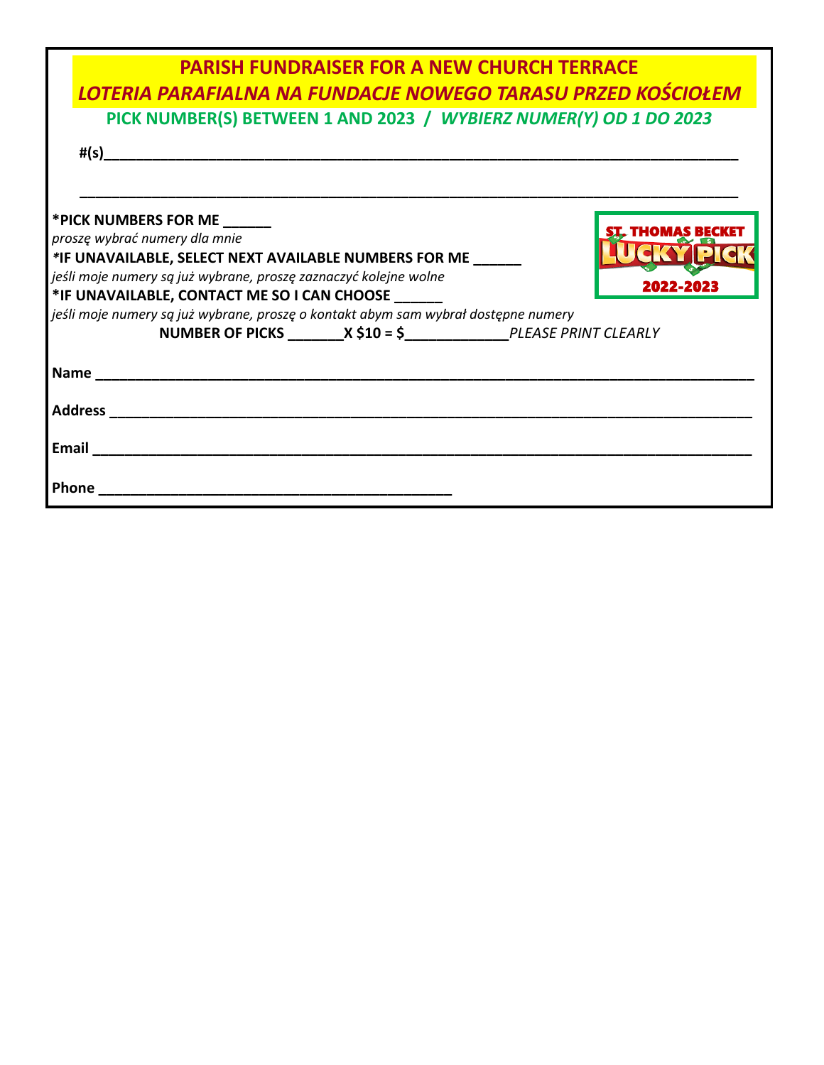**PARISH FUNDRAISER FOR A NEW CHURCH TERRACE**

***LOTERIA PARAFIALNA NA FUNDACJE NOWEGO TARASU PRZED KOŚCIOŁEM***

**PICK NUMBER(S) BETWEEN 1 AND 2023 / *WYBIERZ NUMER(Y) OD 1 DO 2023***

**#(s)**_______________________________________________________________________________

_______________________________________________________________________________

ST. THOMAS BECKET
LUCKY PICK
2022-2023

**\*PICK NUMBERS FOR ME ______**

*proszę wybrać numery dla mnie*

***IF UNAVAILABLE, SELECT NEXT AVAILABLE NUMBERS FOR ME ______**

*jeśli moje numery są już wybrane, proszę zaznaczyć kolejne wolne*

**\*IF UNAVAILABLE, CONTACT ME SO I CAN CHOOSE ______**

*jeśli moje numery są już wybrane, proszę o kontakt abym sam wybrał dostępne numery*

**NUMBER OF PICKS _______X $10 = $_____________** *PLEASE PRINT CLEARLY*

**Name** _______________________________________________________________________________

**Address** _____________________________________________________________________________

**Email** _______________________________________________________________________________

**Phone** ______________________________________________